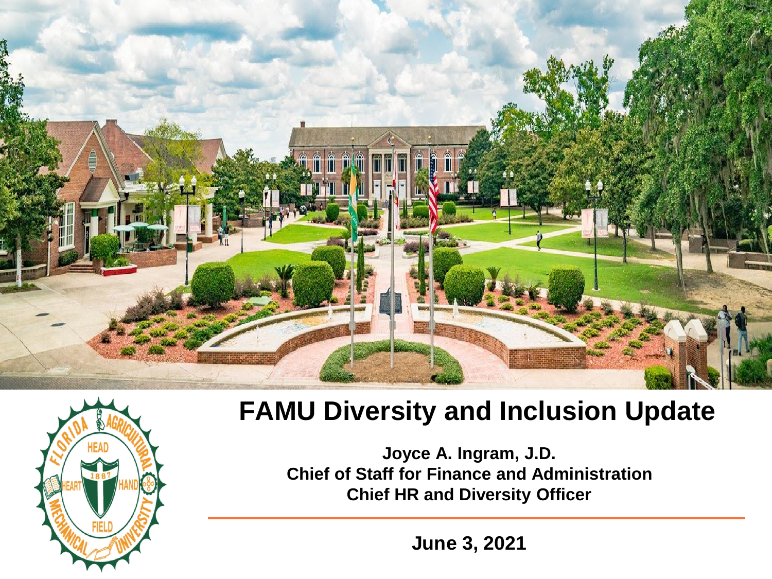# FAMU Diversity and Inclusion Update

**Joyce A. Ingram, J.D.**
**Chief of Staff for Finance and Administration**
**Chief HR and Diversity Officer**

**June 3, 2021**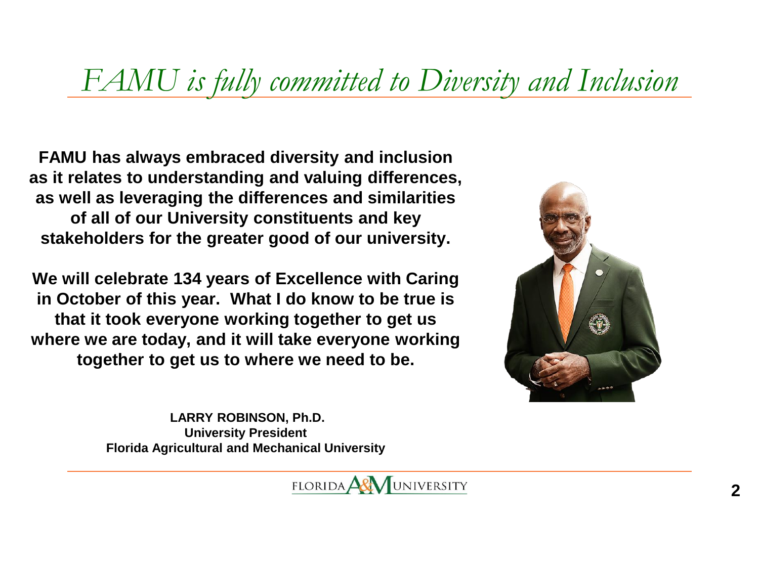# *FAMU is fully committed to Diversity and Inclusion*

**FAMU has always embraced diversity and inclusion as it relates to understanding and valuing differences, as well as leveraging the differences and similarities of all of our University constituents and key stakeholders for the greater good of our university.**

**We will celebrate 134 years of Excellence with Caring in October of this year. What I do know to be true is that it took everyone working together to get us where we are today, and it will take everyone working together to get us to where we need to be.**

**LARRY ROBINSON, Ph.D.**
**University President**
**Florida Agricultural and Mechanical University**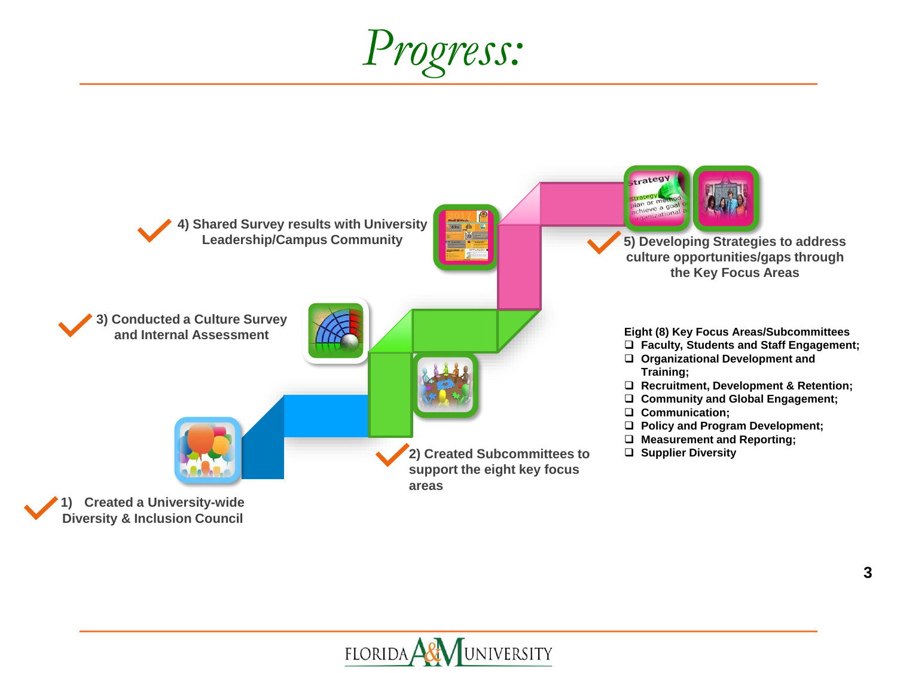# *Progress:*

- ✓ 1) Created a University-wide Diversity & Inclusion Council
- ✓ 2) Created Subcommittees to support the eight key focus areas
- ✓ 3) Conducted a Culture Survey and Internal Assessment
- ✓ 4) Shared Survey results with University Leadership/Campus Community
- ✓ 5) Developing Strategies to address culture opportunities/gaps through the Key Focus Areas

**Eight (8) Key Focus Areas/Subcommittees**

- ❑ Faculty, Students and Staff Engagement;
- ❑ Organizational Development and Training;
- ❑ Recruitment, Development & Retention;
- ❑ Community and Global Engagement;
- ❑ Communication;
- ❑ Policy and Program Development;
- ❑ Measurement and Reporting;
- ❑ Supplier Diversity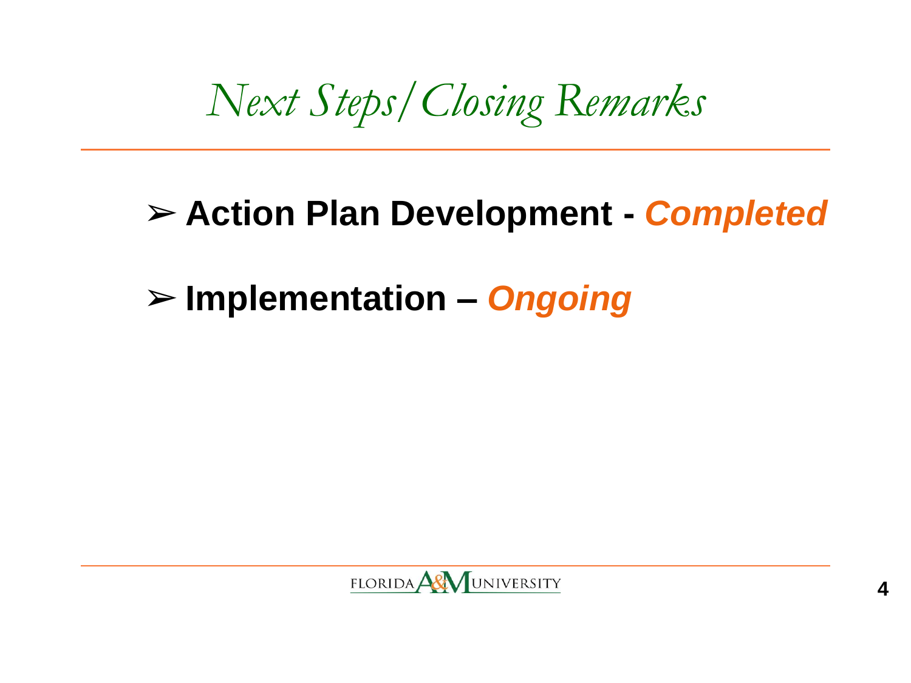# Next Steps/Closing Remarks

- **Action Plan Development - *Completed***
- **Implementation – *Ongoing***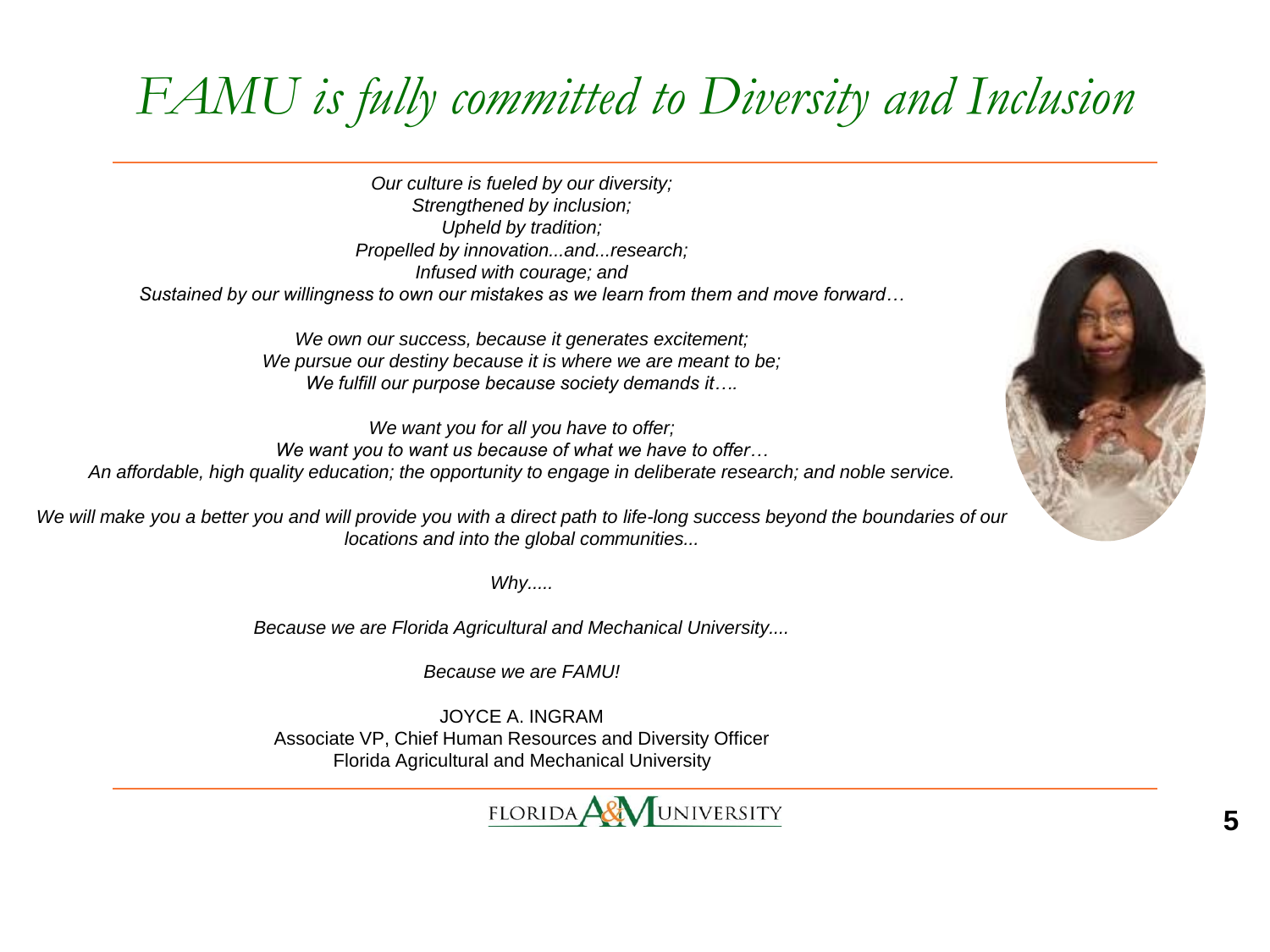# *FAMU is fully committed to Diversity and Inclusion*

*Our culture is fueled by our diversity;*
*Strengthened by inclusion;*
*Upheld by tradition;*
*Propelled by innovation...and...research;*
*Infused with courage; and*
*Sustained by our willingness to own our mistakes as we learn from them and move forward…*

*We own our success, because it generates excitement;*
*We pursue our destiny because it is where we are meant to be;*
*We fulfill our purpose because society demands it….*

*We want you for all you have to offer;*
*We want you to want us because of what we have to offer…*
*An affordable, high quality education; the opportunity to engage in deliberate research; and noble service.*

*We will make you a better you and will provide you with a direct path to life-long success beyond the boundaries of our locations and into the global communities...*

*Why.....*

*Because we are Florida Agricultural and Mechanical University....*

*Because we are FAMU!*

JOYCE A. INGRAM
Associate VP, Chief Human Resources and Diversity Officer
Florida Agricultural and Mechanical University

FLORIDA A&M UNIVERSITY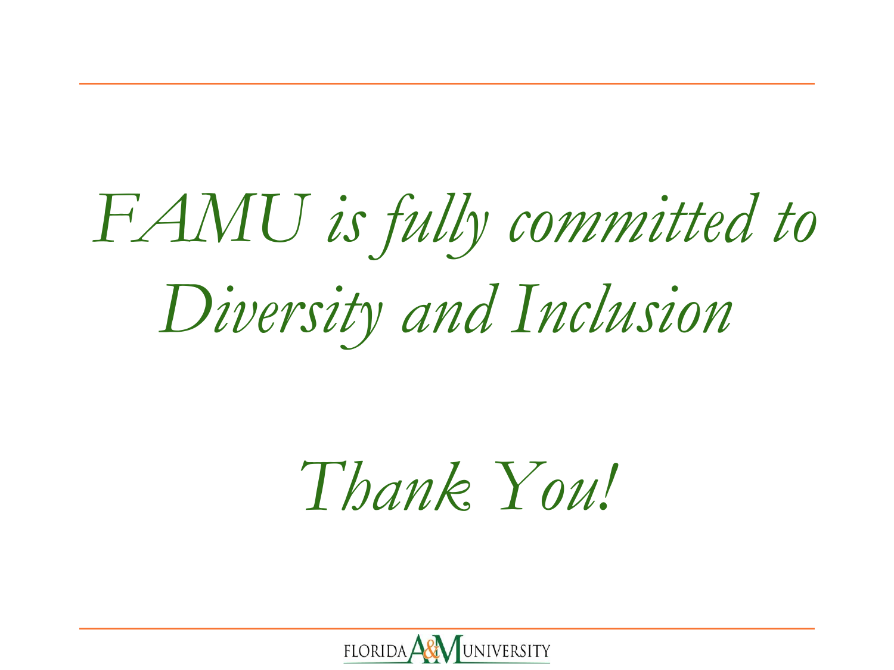*FAMU is fully committed to Diversity and Inclusion*

*Thank You!*

FLORIDA A&M UNIVERSITY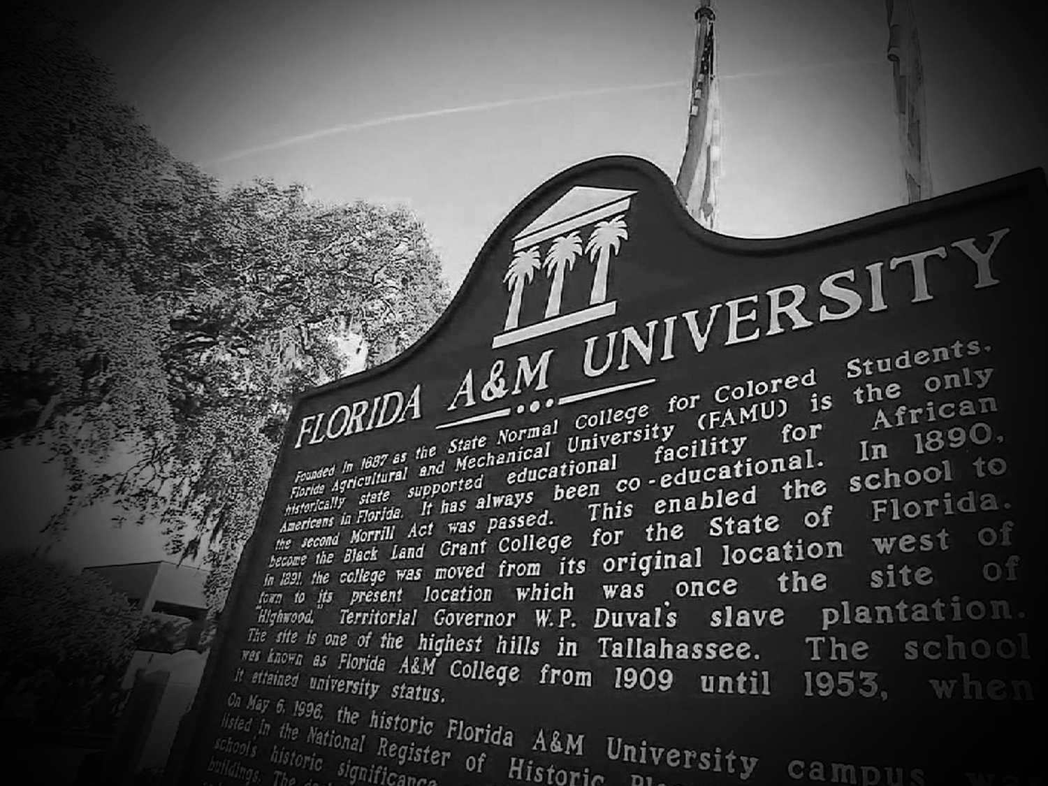# FLORIDA A&M UNIVERSITY

Founded in 1887 as the State Normal College for Colored Students, Florida Agricultural and Mechanical University (FAMU) is the only historically state supported educational facility for African Americans in Florida. It has always been co-educational. In 1890, the second Morrill Act was passed. This enabled the school to become the Black Land Grant College for the State of Florida. In 1891, the college was moved from its original location west of town to its present location which was once the site of "Highwood," Territorial Governor W.P. Duval's slave plantation. The site is one of the highest hills in Tallahassee. The school was known as Florida A&M College from 1909 until 1953, when it attained university status.

On May 6, 1996, the historic Florida A&M University campus was listed in the National Register of Historic Places ... school's historic significance ... buildings. The ...